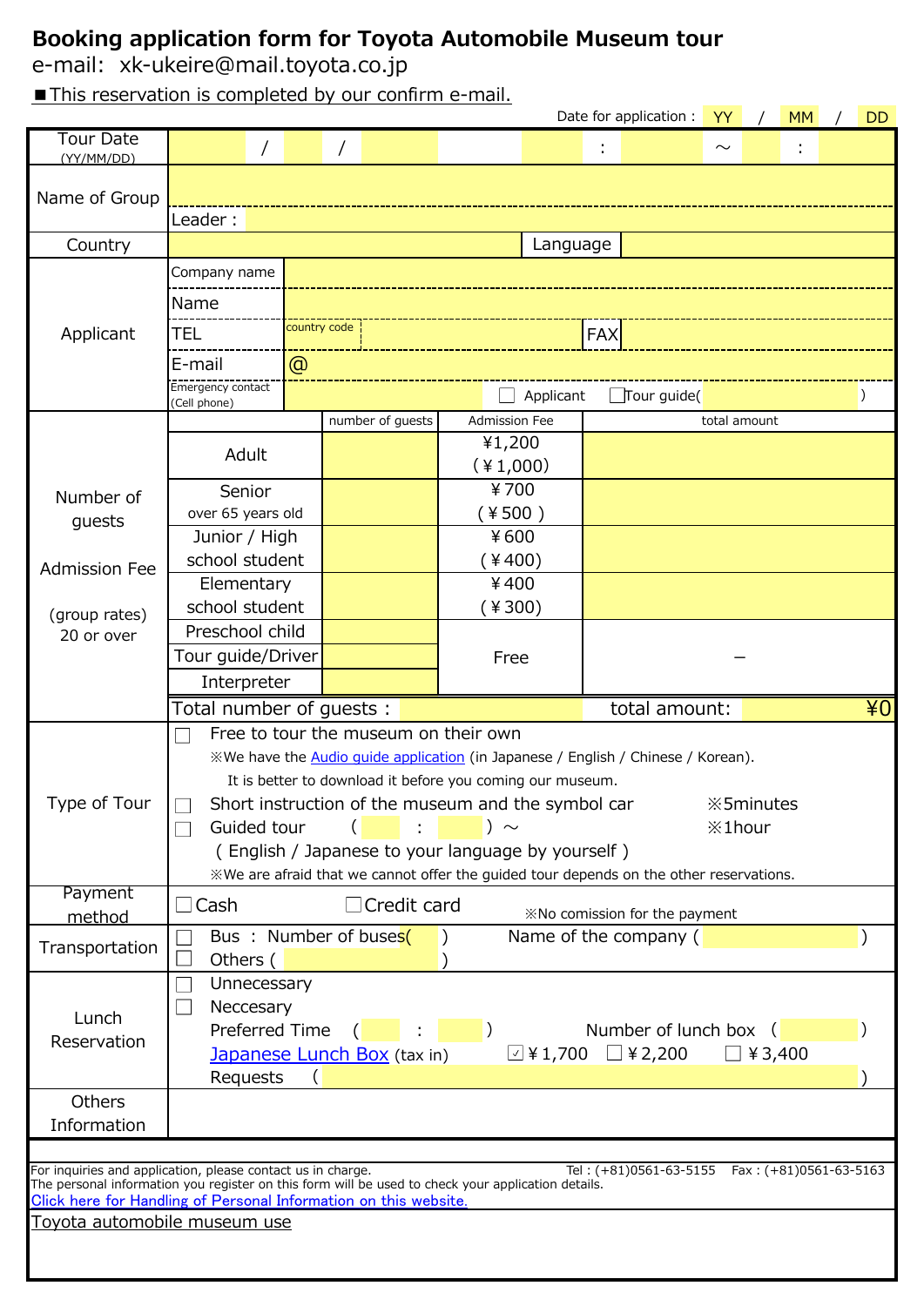# Booking application form for Toyota Automobile Museum tour

e-mail: xk-ukeire@mail.toyota.co.jp

■This reservation is completed by our confirm e-mail.

Date for application : YY / MM / DD

| | | | | |
|---|---|---|---|---|
| Tour Date (YY/MM/DD) | / / | : ～ : | | |
| Name of Group | | | | |
| | Leader : | | | |
| Country | | Language | | |
| Applicant | Company name | | | |
| | Name | | | |
| | TEL | country code | FAX | |
| | E-mail | @ | | |
| | Emergency contact (Cell phone) | | ☐ Applicant ☐Tour guide( ) | |

| Number of guests Admission Fee (group rates) 20 or over | | number of guests | Admission Fee | total amount |
|---|---|---|---|---|
| | Adult | | ¥1,200 (¥1,000) | |
| | Senior over 65 years old | | ¥700 (¥500) | |
| | Junior / High school student | | ¥600 (¥400) | |
| | Elementary school student | | ¥400 (¥300) | |
| | Preschool child | | Free | − |
| | Tour guide/Driver | | Free | − |
| | Interpreter | | Free | − |
| | Total number of guests : | | total amount: | ¥0 |

**Type of Tour**

☐ Free to tour the museum on their own
※We have the Audio guide application (in Japanese / English / Chinese / Korean).
It is better to download it before you coming our museum.

☐ Short instruction of the museum and the symbol car ※5minutes

☐ Guided tour ( : ) ～ ※1hour
( English / Japanese to your language by yourself )
※We are afraid that we cannot offer the guided tour depends on the other reservations.

**Payment method**

☐Cash ☐Credit card ※No comission for the payment

**Transportation**

☐ Bus : Number of buses( ) Name of the company ( )
☐ Others ( )

**Lunch Reservation**

☐ Unnecessary
☐ Neccesary
Preferred Time ( : ) Number of lunch box ( )
Japanese Lunch Box (tax in) ☑¥1,700 ☐¥2,200 ☐¥3,400
Requests ( )

**Others Information**

For inquiries and application, please contact us in charge. Tel : (+81)0561-63-5155 Fax : (+81)0561-63-5163
The personal information you register on this form will be used to check your application details.
Click here for Handling of Personal Information on this website.

Toyota automobile museum use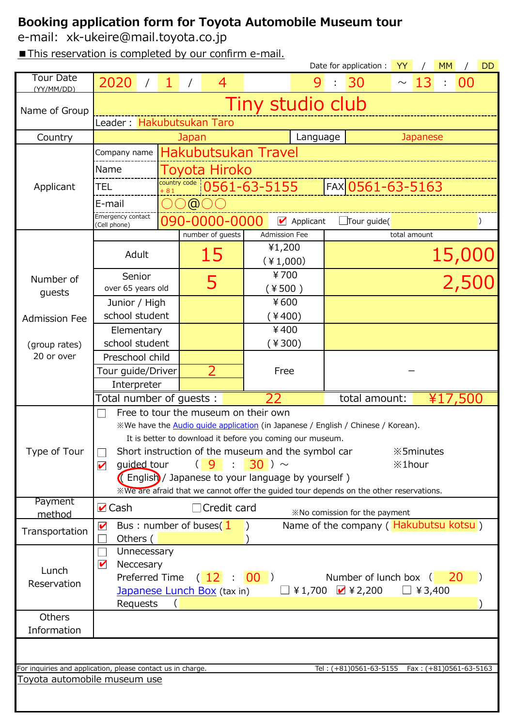# Booking application form for Toyota Automobile Museum tour

e-mail: xk-ukeire@mail.toyota.co.jp

■This reservation is completed by our confirm e-mail.

Date for application : YY / MM / DD

| | | | | | |
|---|---|---|---|---|---|
| Tour Date (YY/MM/DD) | 2020 / 1 / 4 | 9 : 30 ～ 13 : 00 | | | |
| Name of Group | Tiny studio club | | | | |
| | Leader : Hakubutsukan Taro | | | | |
| Country | Japan | Language | Japanese | | |
| Applicant | Company name | Hakubutsukan Travel | | | |
| | Name | Toyota Hiroko | | | |
| | TEL | country code +81 0561-63-5155 | FAX 0561-63-5163 | | |
| | E-mail | ○○@○○ | | | |
| | Emergency contact (Cell phone) | 090-0000-0000 | ☑ Applicant ☐Tour guide( ) | | |

| Number of guests / Admission Fee (group rates) 20 or over | | number of guests | Admission Fee | total amount |
|---|---|---|---|---|
| | Adult | 15 | ¥1,200 (¥1,000) | 15,000 |
| | Senior over 65 years old | 5 | ¥700 (¥500) | 2,500 |
| | Junior / High school student | | ¥600 (¥400) | |
| | Elementary school student | | ¥400 (¥300) | |
| | Preschool child | | Free | – |
| | Tour guide/Driver | 2 | | |
| | Interpreter | | | |
| | Total number of guests : | 22 | total amount: | ¥17,500 |

**Type of Tour**

☐ Free to tour the museum on their own

※We have the Audio guide application (in Japanese / English / Chinese / Korean).

It is better to download it before you coming our museum.

☐ Short instruction of the museum and the symbol car ※5minutes

☑ guided tour ( 9 : 30 ) ～ ※1hour

( English / Japanese to your language by yourself ) — English circled

※We are afraid that we cannot offer the guided tour depends on the other reservations.

**Payment method**

☑ Cash ☐Credit card ※No comission for the payment

**Transportation**

☑ Bus : number of buses( 1 ) Name of the company ( Hakubutsu kotsu )

☐ Others ( )

**Lunch Reservation**

☐ Unnecessary

☑ Neccessary

Preferred Time ( 12 : 00 ) Number of lunch box ( 20 )

Japanese Lunch Box (tax in) ☐ ¥1,700 ☑ ¥2,200 ☐ ¥3,400

Requests ( )

**Others Information**

For inquiries and application, please contact us in charge. Tel : (+81)0561-63-5155 Fax : (+81)0561-63-5163

Toyota automobile museum use